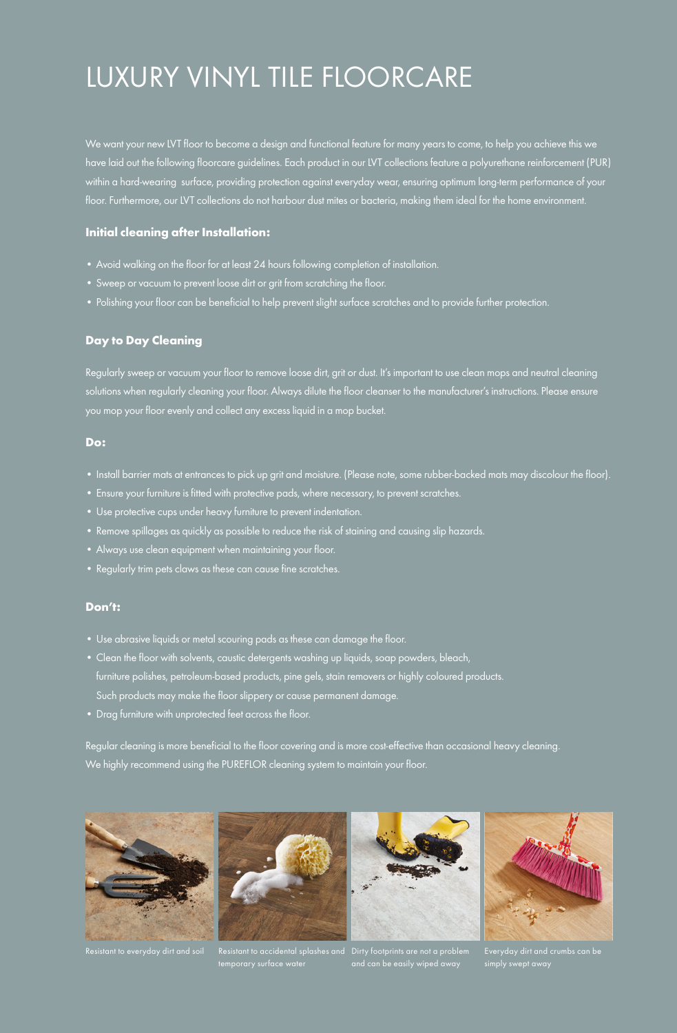# LUXURY VINYL TILE FLOORCARE

We want your new LVT floor to become a design and functional feature for many years to come, to help you achieve this we have laid out the following floorcare guidelines. Each product in our LVT collections feature a polyurethane reinforcement (PUR) within a hard-wearing surface, providing protection against everyday wear, ensuring optimum long-term performance of your floor. Furthermore, our LVT collections do not harbour dust mites or bacteria, making them ideal for the home environment.

## Initial cleaning after Installation:

- Avoid walking on the floor for at least 24 hours following completion of installation.
- Sweep or vacuum to prevent loose dirt or grit from scratching the floor.
- Polishing your floor can be beneficial to help prevent slight surface scratches and to provide further protection.

## Day to Day Cleaning

Regularly sweep or vacuum your floor to remove loose dirt, grit or dust. It's important to use clean mops and neutral cleaning solutions when regularly cleaning your floor. Always dilute the floor cleanser to the manufacturer's instructions. Please ensure you mop your floor evenly and collect any excess liquid in a mop bucket.

## Do:

- Install barrier mats at entrances to pick up grit and moisture. (Please note, some rubber-backed mats may discolour the floor).
- Ensure your furniture is fitted with protective pads, where necessary, to prevent scratches.
- Use protective cups under heavy furniture to prevent indentation.
- Remove spillages as quickly as possible to reduce the risk of staining and causing slip hazards.
- Always use clean equipment when maintaining your floor.
- Regularly trim pets claws as these can cause fine scratches.

## Don't:

- Use abrasive liquids or metal scouring pads as these can damage the floor.
- Clean the floor with solvents, caustic detergents washing up liquids, soap powders, bleach, furniture polishes, petroleum-based products, pine gels, stain removers or highly coloured products. Such products may make the floor slippery or cause permanent damage.
- Drag furniture with unprotected feet across the floor.

Regular cleaning is more beneficial to the floor covering and is more cost-effective than occasional heavy cleaning. We highly recommend using the PUREFLOR cleaning system to maintain your floor.

Resistant to everyday dirt and soil

Resistant to accidental splashes and temporary surface water

Dirty footprints are not a problem and can be easily wiped away

Everyday dirt and crumbs can be simply swept away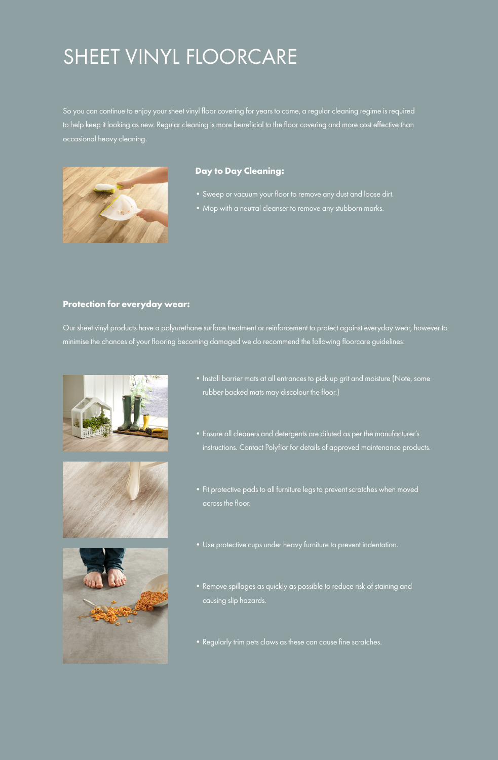# SHEET VINYL FLOORCARE

So you can continue to enjoy your sheet vinyl floor covering for years to come, a regular cleaning regime is required to help keep it looking as new. Regular cleaning is more beneficial to the floor covering and more cost effective than occasional heavy cleaning.

### Day to Day Cleaning:

- Sweep or vacuum your floor to remove any dust and loose dirt.
- Mop with a neutral cleanser to remove any stubborn marks.

### Protection for everyday wear:

Our sheet vinyl products have a polyurethane surface treatment or reinforcement to protect against everyday wear, however to minimise the chances of your flooring becoming damaged we do recommend the following floorcare guidelines:

- Install barrier mats at all entrances to pick up grit and moisture (Note, some rubber-backed mats may discolour the floor.)
- Ensure all cleaners and detergents are diluted as per the manufacturer's instructions. Contact Polyflor for details of approved maintenance products.
- Fit protective pads to all furniture legs to prevent scratches when moved across the floor.
- Use protective cups under heavy furniture to prevent indentation.
- Remove spillages as quickly as possible to reduce risk of staining and causing slip hazards.
- Regularly trim pets claws as these can cause fine scratches.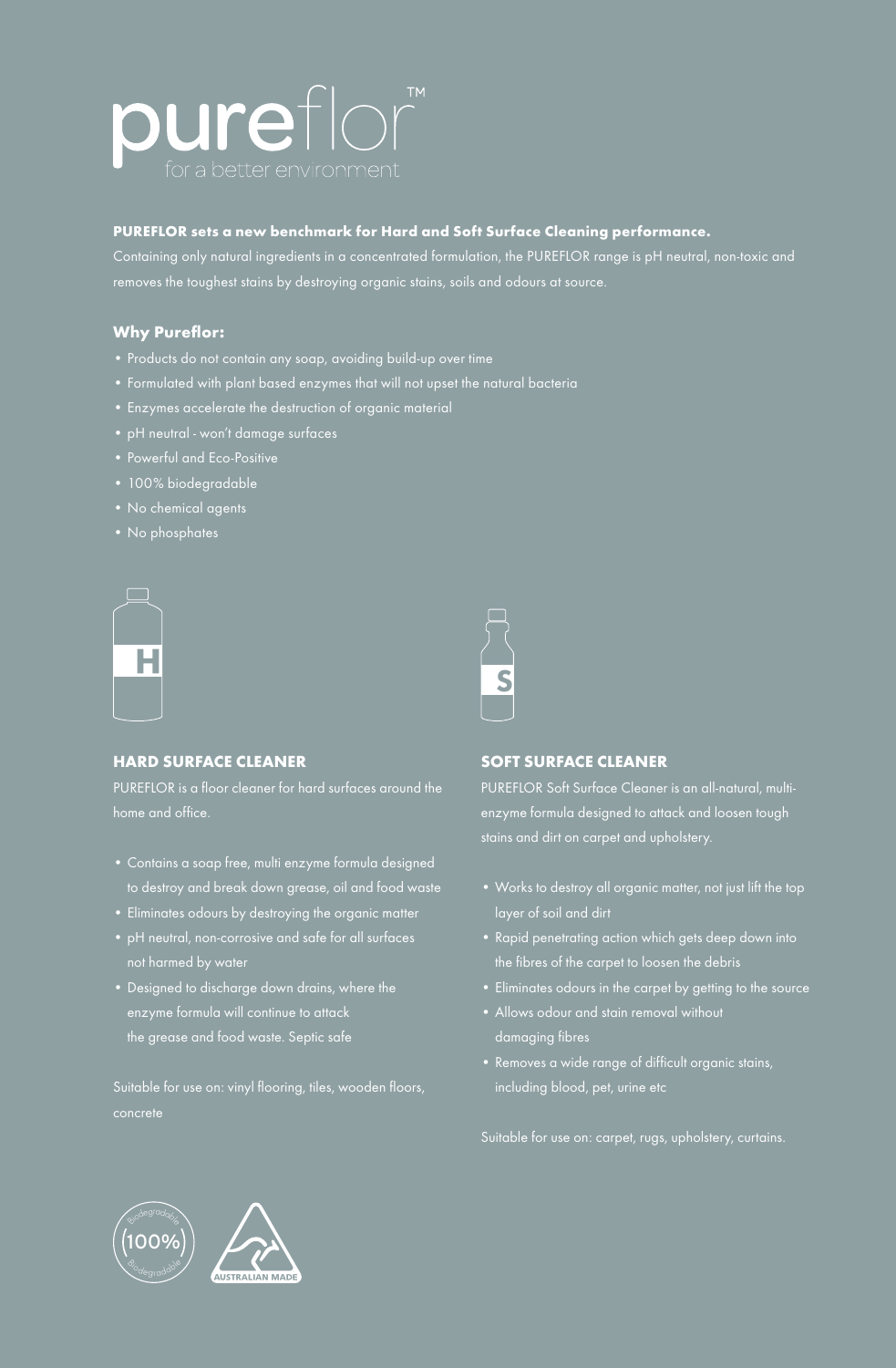# pureflor™

for a better environment

**PUREFLOR sets a new benchmark for Hard and Soft Surface Cleaning performance.**

Containing only natural ingredients in a concentrated formulation, the PUREFLOR range is pH neutral, non-toxic and removes the toughest stains by destroying organic stains, soils and odours at source.

### Why Pureflor:

- Products do not contain any soap, avoiding build-up over time
- Formulated with plant based enzymes that will not upset the natural bacteria
- Enzymes accelerate the destruction of organic material
- pH neutral - won't damage surfaces
- Powerful and Eco-Positive
- 100% biodegradable
- No chemical agents
- No phosphates

H

### HARD SURFACE CLEANER

PUREFLOR is a floor cleaner for hard surfaces around the home and office.

- Contains a soap free, multi enzyme formula designed to destroy and break down grease, oil and food waste
- Eliminates odours by destroying the organic matter
- pH neutral, non-corrosive and safe for all surfaces not harmed by water
- Designed to discharge down drains, where the enzyme formula will continue to attack the grease and food waste. Septic safe

Suitable for use on: vinyl flooring, tiles, wooden floors, concrete

S

### SOFT SURFACE CLEANER

PUREFLOR Soft Surface Cleaner is an all-natural, multi-enzyme formula designed to attack and loosen tough stains and dirt on carpet and upholstery.

- Works to destroy all organic matter, not just lift the top layer of soil and dirt
- Rapid penetrating action which gets deep down into the fibres of the carpet to loosen the debris
- Eliminates odours in the carpet by getting to the source
- Allows odour and stain removal without damaging fibres
- Removes a wide range of difficult organic stains, including blood, pet, urine etc

Suitable for use on: carpet, rugs, upholstery, curtains.

Biodegradable 100% Biodegradable

AUSTRALIAN MADE